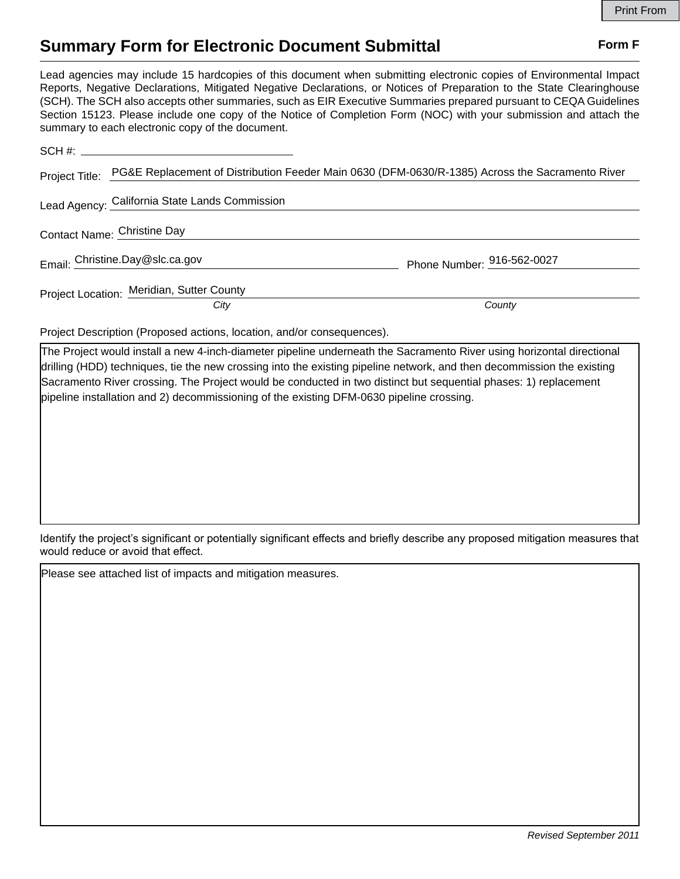# Summary Form for Electronic Document Submittal

**Form F**

Lead agencies may include 15 hardcopies of this document when submitting electronic copies of Environmental Impact Reports, Negative Declarations, Mitigated Negative Declarations, or Notices of Preparation to the State Clearinghouse (SCH). The SCH also accepts other summaries, such as EIR Executive Summaries prepared pursuant to CEQA Guidelines Section 15123. Please include one copy of the Notice of Completion Form (NOC) with your submission and attach the summary to each electronic copy of the document.

SCH #: ______________________

Project Title: PG&E Replacement of Distribution Feeder Main 0630 (DFM-0630/R-1385) Across the Sacramento River

Lead Agency: California State Lands Commission

Contact Name: Christine Day

Email: Christine.Day@slc.ca.gov    Phone Number: 916-562-0027

Project Location: Meridian, Sutter County
*City*    *County*

Project Description (Proposed actions, location, and/or consequences).

The Project would install a new 4-inch-diameter pipeline underneath the Sacramento River using horizontal directional drilling (HDD) techniques, tie the new crossing into the existing pipeline network, and then decommission the existing Sacramento River crossing. The Project would be conducted in two distinct but sequential phases: 1) replacement pipeline installation and 2) decommissioning of the existing DFM-0630 pipeline crossing.

Identify the project's significant or potentially significant effects and briefly describe any proposed mitigation measures that would reduce or avoid that effect.

Please see attached list of impacts and mitigation measures.

*Revised September 2011*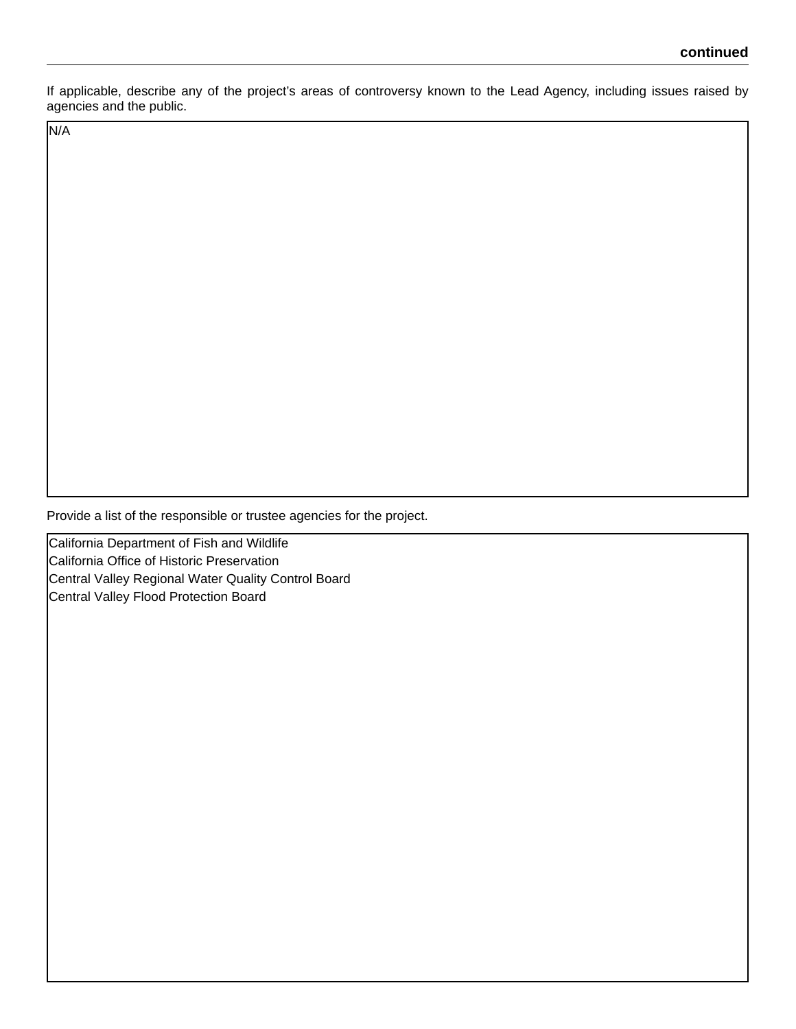**continued**

If applicable, describe any of the project's areas of controversy known to the Lead Agency, including issues raised by agencies and the public.

N/A

Provide a list of the responsible or trustee agencies for the project.

California Department of Fish and Wildlife
California Office of Historic Preservation
Central Valley Regional Water Quality Control Board
Central Valley Flood Protection Board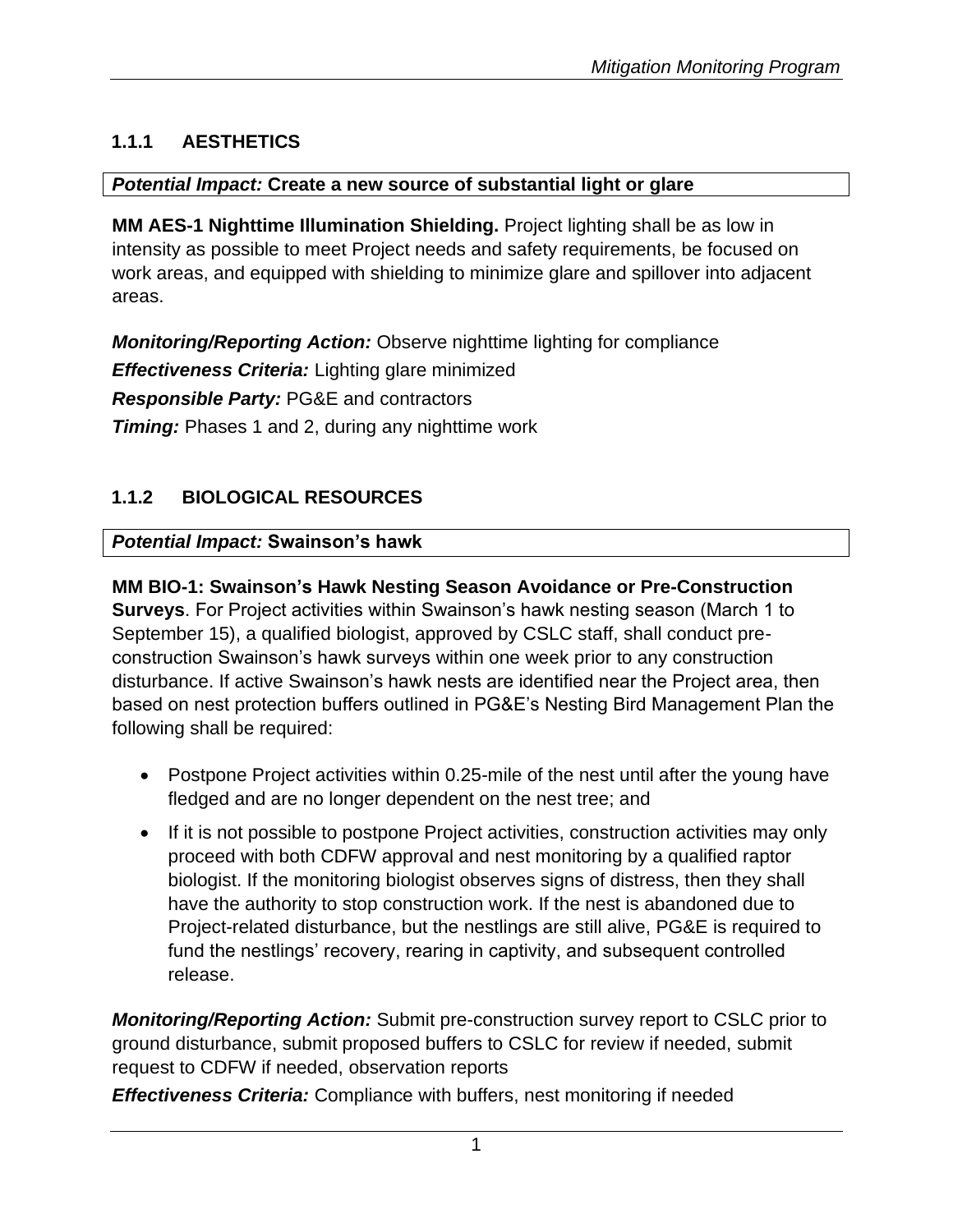### 1.1.1 AESTHETICS

***Potential Impact:* Create a new source of substantial light or glare**

**MM AES-1 Nighttime Illumination Shielding.** Project lighting shall be as low in intensity as possible to meet Project needs and safety requirements, be focused on work areas, and equipped with shielding to minimize glare and spillover into adjacent areas.

***Monitoring/Reporting Action:*** Observe nighttime lighting for compliance

***Effectiveness Criteria:*** Lighting glare minimized

***Responsible Party:*** PG&E and contractors

***Timing:*** Phases 1 and 2, during any nighttime work

### 1.1.2 BIOLOGICAL RESOURCES

***Potential Impact:* Swainson's hawk**

**MM BIO-1: Swainson's Hawk Nesting Season Avoidance or Pre-Construction Surveys**. For Project activities within Swainson's hawk nesting season (March 1 to September 15), a qualified biologist, approved by CSLC staff, shall conduct pre-construction Swainson's hawk surveys within one week prior to any construction disturbance. If active Swainson's hawk nests are identified near the Project area, then based on nest protection buffers outlined in PG&E's Nesting Bird Management Plan the following shall be required:

- Postpone Project activities within 0.25-mile of the nest until after the young have fledged and are no longer dependent on the nest tree; and
- If it is not possible to postpone Project activities, construction activities may only proceed with both CDFW approval and nest monitoring by a qualified raptor biologist. If the monitoring biologist observes signs of distress, then they shall have the authority to stop construction work. If the nest is abandoned due to Project-related disturbance, but the nestlings are still alive, PG&E is required to fund the nestlings' recovery, rearing in captivity, and subsequent controlled release.

***Monitoring/Reporting Action:*** Submit pre-construction survey report to CSLC prior to ground disturbance, submit proposed buffers to CSLC for review if needed, submit request to CDFW if needed, observation reports

***Effectiveness Criteria:*** Compliance with buffers, nest monitoring if needed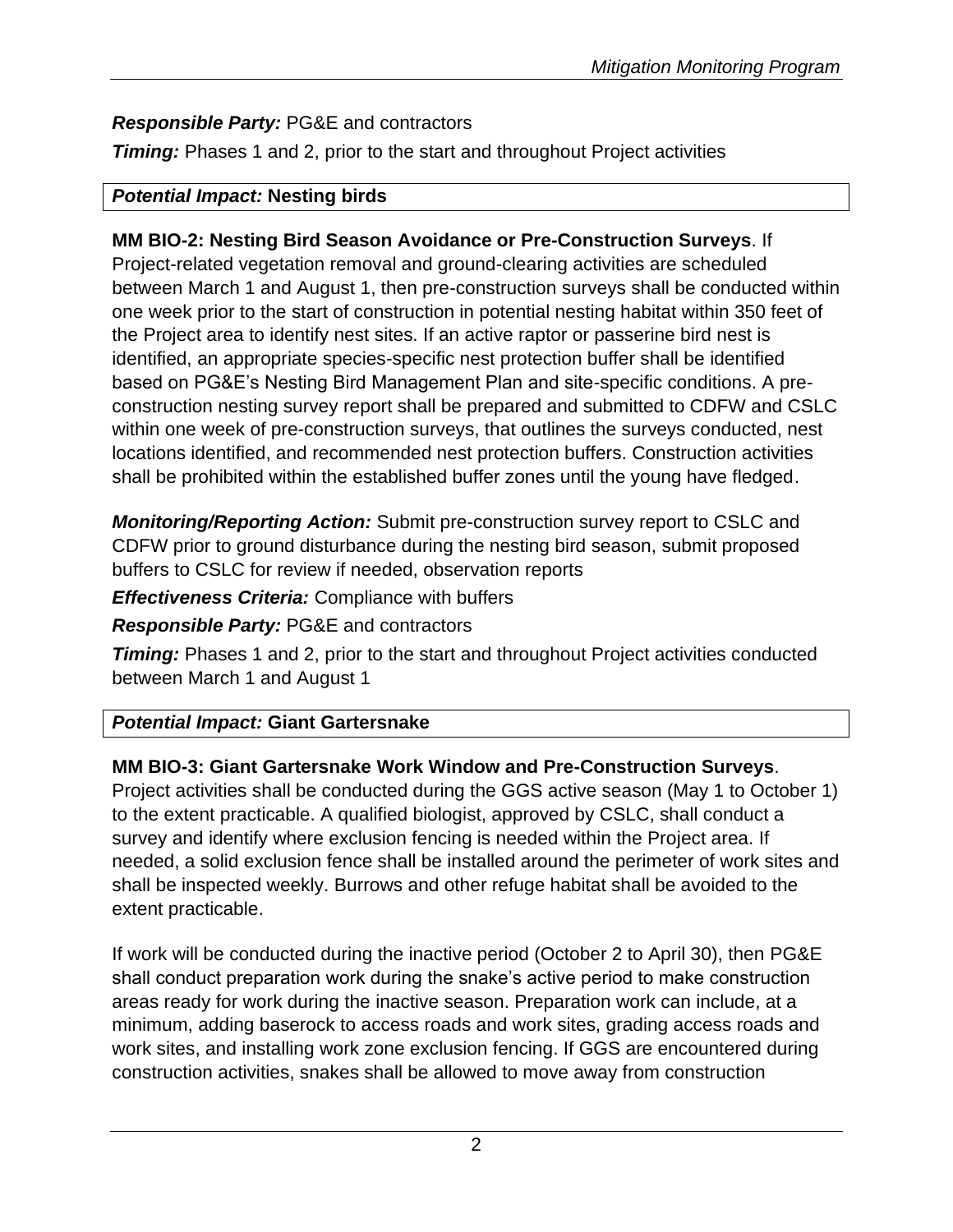***Responsible Party:*** PG&E and contractors

***Timing:*** Phases 1 and 2, prior to the start and throughout Project activities

| ***Potential Impact:*** **Nesting birds** |
|---|

**MM BIO-2: Nesting Bird Season Avoidance or Pre-Construction Surveys**. If Project-related vegetation removal and ground-clearing activities are scheduled between March 1 and August 1, then pre-construction surveys shall be conducted within one week prior to the start of construction in potential nesting habitat within 350 feet of the Project area to identify nest sites. If an active raptor or passerine bird nest is identified, an appropriate species-specific nest protection buffer shall be identified based on PG&E's Nesting Bird Management Plan and site-specific conditions. A pre-construction nesting survey report shall be prepared and submitted to CDFW and CSLC within one week of pre-construction surveys, that outlines the surveys conducted, nest locations identified, and recommended nest protection buffers. Construction activities shall be prohibited within the established buffer zones until the young have fledged.

***Monitoring/Reporting Action:*** Submit pre-construction survey report to CSLC and CDFW prior to ground disturbance during the nesting bird season, submit proposed buffers to CSLC for review if needed, observation reports

***Effectiveness Criteria:*** Compliance with buffers

***Responsible Party:*** PG&E and contractors

***Timing:*** Phases 1 and 2, prior to the start and throughout Project activities conducted between March 1 and August 1

| ***Potential Impact:*** **Giant Gartersnake** |
|---|

**MM BIO-3: Giant Gartersnake Work Window and Pre-Construction Surveys**. Project activities shall be conducted during the GGS active season (May 1 to October 1) to the extent practicable. A qualified biologist, approved by CSLC, shall conduct a survey and identify where exclusion fencing is needed within the Project area. If needed, a solid exclusion fence shall be installed around the perimeter of work sites and shall be inspected weekly. Burrows and other refuge habitat shall be avoided to the extent practicable.

If work will be conducted during the inactive period (October 2 to April 30), then PG&E shall conduct preparation work during the snake's active period to make construction areas ready for work during the inactive season. Preparation work can include, at a minimum, adding baserock to access roads and work sites, grading access roads and work sites, and installing work zone exclusion fencing. If GGS are encountered during construction activities, snakes shall be allowed to move away from construction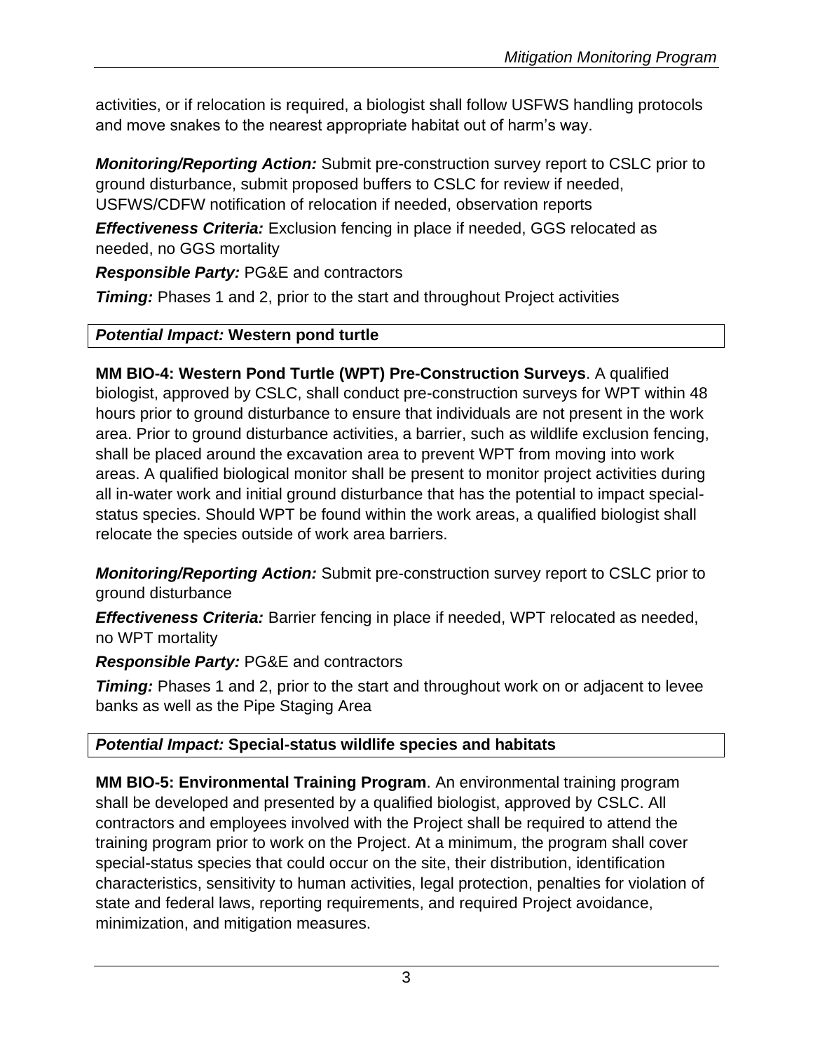activities, or if relocation is required, a biologist shall follow USFWS handling protocols and move snakes to the nearest appropriate habitat out of harm's way.

***Monitoring/Reporting Action:*** Submit pre-construction survey report to CSLC prior to ground disturbance, submit proposed buffers to CSLC for review if needed, USFWS/CDFW notification of relocation if needed, observation reports

***Effectiveness Criteria:*** Exclusion fencing in place if needed, GGS relocated as needed, no GGS mortality

***Responsible Party:*** PG&E and contractors

***Timing:*** Phases 1 and 2, prior to the start and throughout Project activities

| ***Potential Impact:*** **Western pond turtle** |
|---|

**MM BIO-4: Western Pond Turtle (WPT) Pre-Construction Surveys**. A qualified biologist, approved by CSLC, shall conduct pre-construction surveys for WPT within 48 hours prior to ground disturbance to ensure that individuals are not present in the work area. Prior to ground disturbance activities, a barrier, such as wildlife exclusion fencing, shall be placed around the excavation area to prevent WPT from moving into work areas. A qualified biological monitor shall be present to monitor project activities during all in-water work and initial ground disturbance that has the potential to impact special-status species. Should WPT be found within the work areas, a qualified biologist shall relocate the species outside of work area barriers.

***Monitoring/Reporting Action:*** Submit pre-construction survey report to CSLC prior to ground disturbance

***Effectiveness Criteria:*** Barrier fencing in place if needed, WPT relocated as needed, no WPT mortality

***Responsible Party:*** PG&E and contractors

***Timing:*** Phases 1 and 2, prior to the start and throughout work on or adjacent to levee banks as well as the Pipe Staging Area

| ***Potential Impact:*** **Special-status wildlife species and habitats** |
|---|

**MM BIO-5: Environmental Training Program**. An environmental training program shall be developed and presented by a qualified biologist, approved by CSLC. All contractors and employees involved with the Project shall be required to attend the training program prior to work on the Project. At a minimum, the program shall cover special-status species that could occur on the site, their distribution, identification characteristics, sensitivity to human activities, legal protection, penalties for violation of state and federal laws, reporting requirements, and required Project avoidance, minimization, and mitigation measures.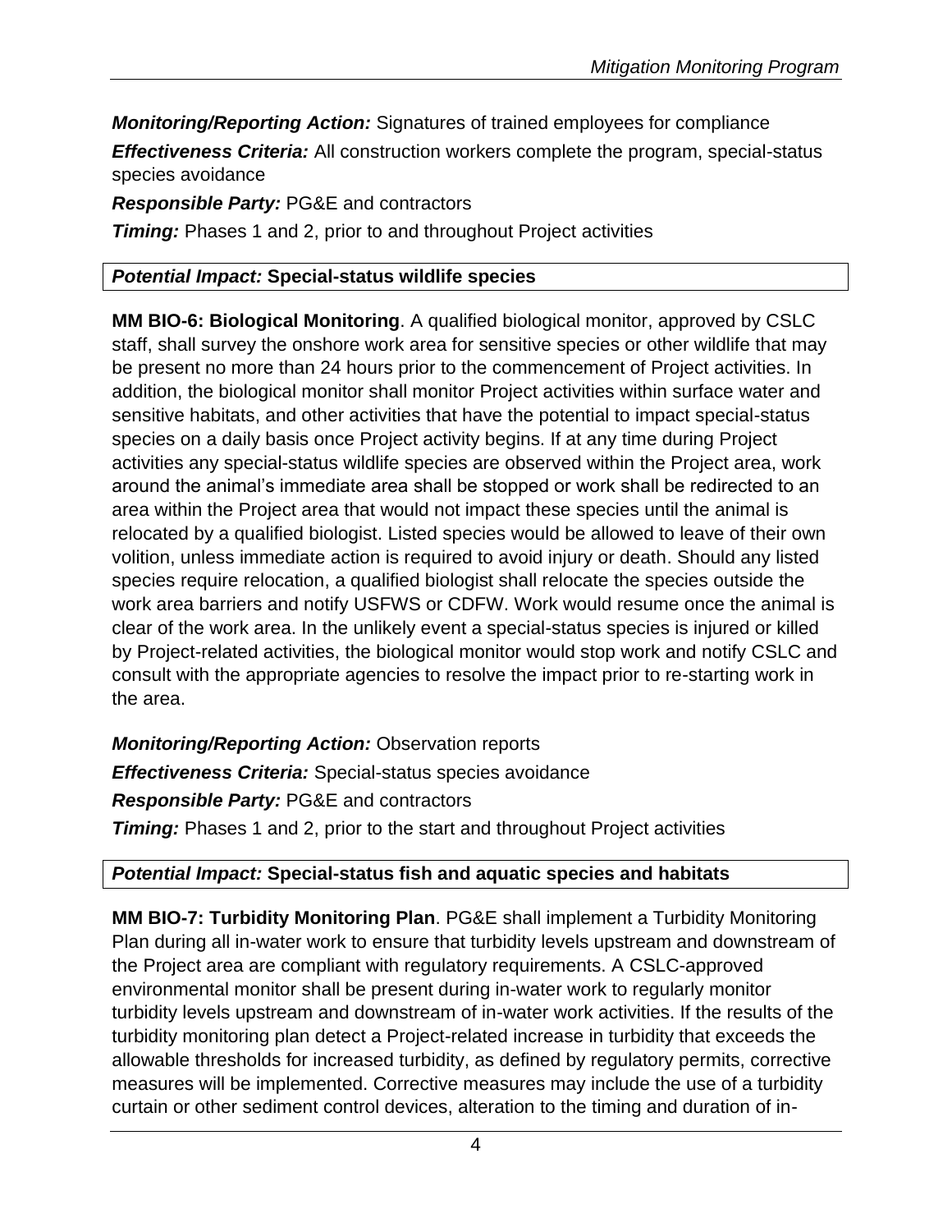***Monitoring/Reporting Action:*** Signatures of trained employees for compliance

***Effectiveness Criteria:*** All construction workers complete the program, special-status species avoidance

***Responsible Party:*** PG&E and contractors

***Timing:*** Phases 1 and 2, prior to and throughout Project activities

***Potential Impact:*** **Special-status wildlife species**

**MM BIO-6: Biological Monitoring**. A qualified biological monitor, approved by CSLC staff, shall survey the onshore work area for sensitive species or other wildlife that may be present no more than 24 hours prior to the commencement of Project activities. In addition, the biological monitor shall monitor Project activities within surface water and sensitive habitats, and other activities that have the potential to impact special-status species on a daily basis once Project activity begins. If at any time during Project activities any special-status wildlife species are observed within the Project area, work around the animal's immediate area shall be stopped or work shall be redirected to an area within the Project area that would not impact these species until the animal is relocated by a qualified biologist. Listed species would be allowed to leave of their own volition, unless immediate action is required to avoid injury or death. Should any listed species require relocation, a qualified biologist shall relocate the species outside the work area barriers and notify USFWS or CDFW. Work would resume once the animal is clear of the work area. In the unlikely event a special-status species is injured or killed by Project-related activities, the biological monitor would stop work and notify CSLC and consult with the appropriate agencies to resolve the impact prior to re-starting work in the area.

***Monitoring/Reporting Action:*** Observation reports

***Effectiveness Criteria:*** Special-status species avoidance

***Responsible Party:*** PG&E and contractors

***Timing:*** Phases 1 and 2, prior to the start and throughout Project activities

***Potential Impact:*** **Special-status fish and aquatic species and habitats**

**MM BIO-7: Turbidity Monitoring Plan**. PG&E shall implement a Turbidity Monitoring Plan during all in-water work to ensure that turbidity levels upstream and downstream of the Project area are compliant with regulatory requirements. A CSLC-approved environmental monitor shall be present during in-water work to regularly monitor turbidity levels upstream and downstream of in-water work activities. If the results of the turbidity monitoring plan detect a Project-related increase in turbidity that exceeds the allowable thresholds for increased turbidity, as defined by regulatory permits, corrective measures will be implemented. Corrective measures may include the use of a turbidity curtain or other sediment control devices, alteration to the timing and duration of in-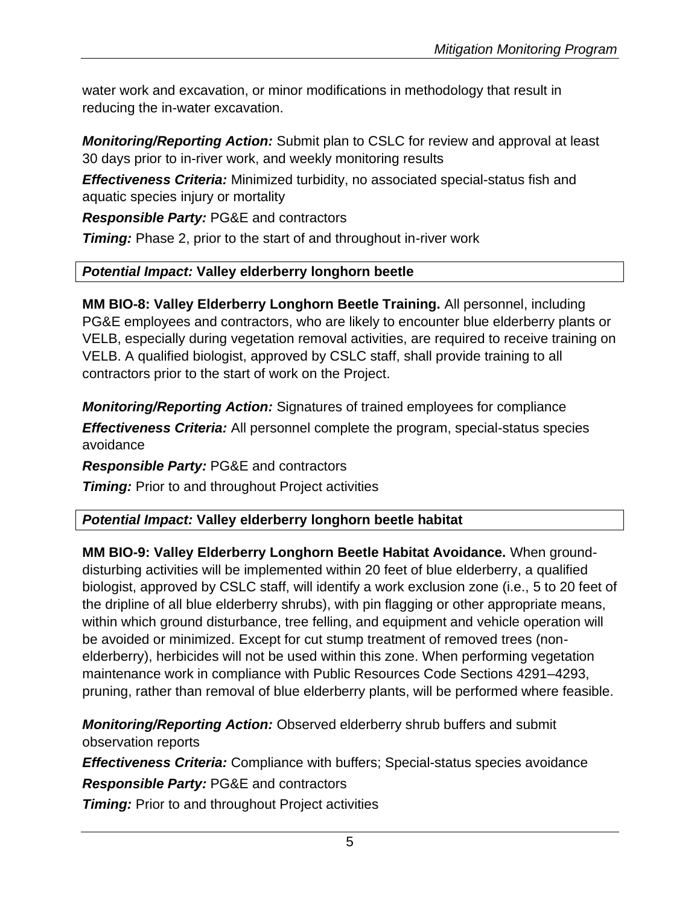water work and excavation, or minor modifications in methodology that result in reducing the in-water excavation.

***Monitoring/Reporting Action:*** Submit plan to CSLC for review and approval at least 30 days prior to in-river work, and weekly monitoring results

***Effectiveness Criteria:*** Minimized turbidity, no associated special-status fish and aquatic species injury or mortality

***Responsible Party:*** PG&E and contractors

***Timing:*** Phase 2, prior to the start of and throughout in-river work

| ***Potential Impact:*** **Valley elderberry longhorn beetle** |
|---|

**MM BIO-8: Valley Elderberry Longhorn Beetle Training.** All personnel, including PG&E employees and contractors, who are likely to encounter blue elderberry plants or VELB, especially during vegetation removal activities, are required to receive training on VELB. A qualified biologist, approved by CSLC staff, shall provide training to all contractors prior to the start of work on the Project.

***Monitoring/Reporting Action:*** Signatures of trained employees for compliance

***Effectiveness Criteria:*** All personnel complete the program, special-status species avoidance

***Responsible Party:*** PG&E and contractors

***Timing:*** Prior to and throughout Project activities

| ***Potential Impact:*** **Valley elderberry longhorn beetle habitat** |
|---|

**MM BIO-9: Valley Elderberry Longhorn Beetle Habitat Avoidance.** When ground-disturbing activities will be implemented within 20 feet of blue elderberry, a qualified biologist, approved by CSLC staff, will identify a work exclusion zone (i.e., 5 to 20 feet of the dripline of all blue elderberry shrubs), with pin flagging or other appropriate means, within which ground disturbance, tree felling, and equipment and vehicle operation will be avoided or minimized. Except for cut stump treatment of removed trees (non-elderberry), herbicides will not be used within this zone. When performing vegetation maintenance work in compliance with Public Resources Code Sections 4291–4293, pruning, rather than removal of blue elderberry plants, will be performed where feasible.

***Monitoring/Reporting Action:*** Observed elderberry shrub buffers and submit observation reports

***Effectiveness Criteria:*** Compliance with buffers; Special-status species avoidance

***Responsible Party:*** PG&E and contractors

***Timing:*** Prior to and throughout Project activities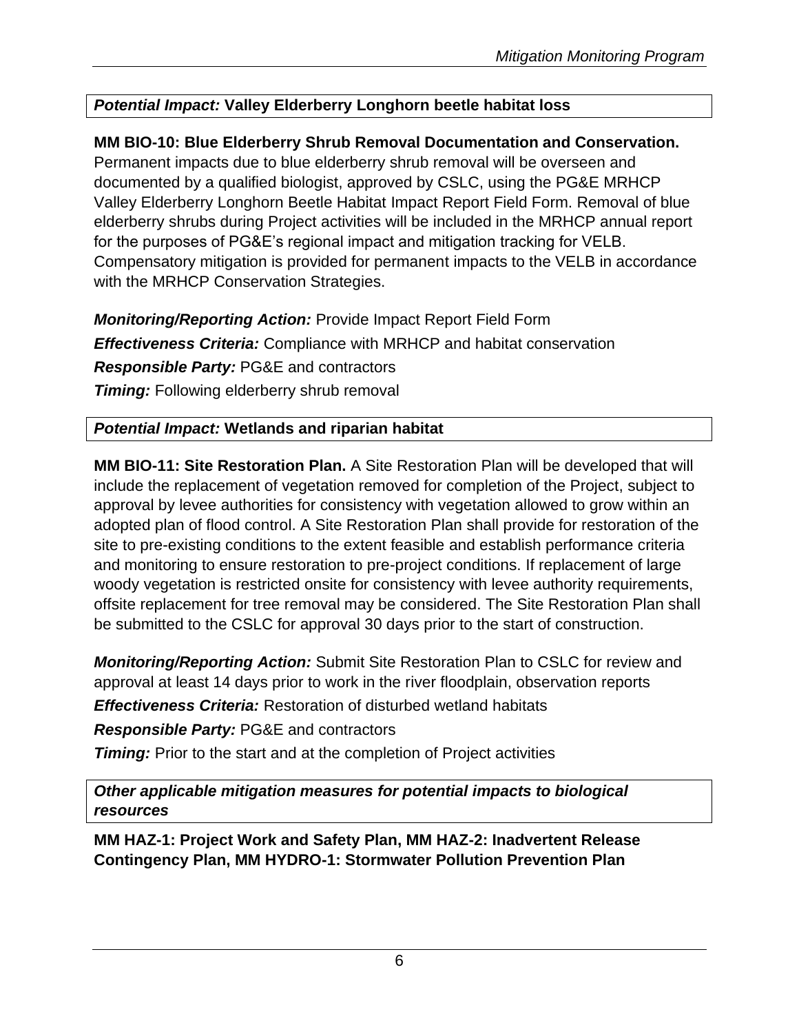***Potential Impact:* Valley Elderberry Longhorn beetle habitat loss**

**MM BIO-10: Blue Elderberry Shrub Removal Documentation and Conservation.** Permanent impacts due to blue elderberry shrub removal will be overseen and documented by a qualified biologist, approved by CSLC, using the PG&E MRHCP Valley Elderberry Longhorn Beetle Habitat Impact Report Field Form. Removal of blue elderberry shrubs during Project activities will be included in the MRHCP annual report for the purposes of PG&E's regional impact and mitigation tracking for VELB. Compensatory mitigation is provided for permanent impacts to the VELB in accordance with the MRHCP Conservation Strategies.

***Monitoring/Reporting Action:*** Provide Impact Report Field Form

***Effectiveness Criteria:*** Compliance with MRHCP and habitat conservation

***Responsible Party:*** PG&E and contractors

***Timing:*** Following elderberry shrub removal

***Potential Impact:* Wetlands and riparian habitat**

**MM BIO-11: Site Restoration Plan.** A Site Restoration Plan will be developed that will include the replacement of vegetation removed for completion of the Project, subject to approval by levee authorities for consistency with vegetation allowed to grow within an adopted plan of flood control. A Site Restoration Plan shall provide for restoration of the site to pre-existing conditions to the extent feasible and establish performance criteria and monitoring to ensure restoration to pre-project conditions. If replacement of large woody vegetation is restricted onsite for consistency with levee authority requirements, offsite replacement for tree removal may be considered. The Site Restoration Plan shall be submitted to the CSLC for approval 30 days prior to the start of construction.

***Monitoring/Reporting Action:*** Submit Site Restoration Plan to CSLC for review and approval at least 14 days prior to work in the river floodplain, observation reports

***Effectiveness Criteria:*** Restoration of disturbed wetland habitats

***Responsible Party:*** PG&E and contractors

***Timing:*** Prior to the start and at the completion of Project activities

***Other applicable mitigation measures for potential impacts to biological resources***

**MM HAZ-1: Project Work and Safety Plan, MM HAZ-2: Inadvertent Release Contingency Plan, MM HYDRO-1: Stormwater Pollution Prevention Plan**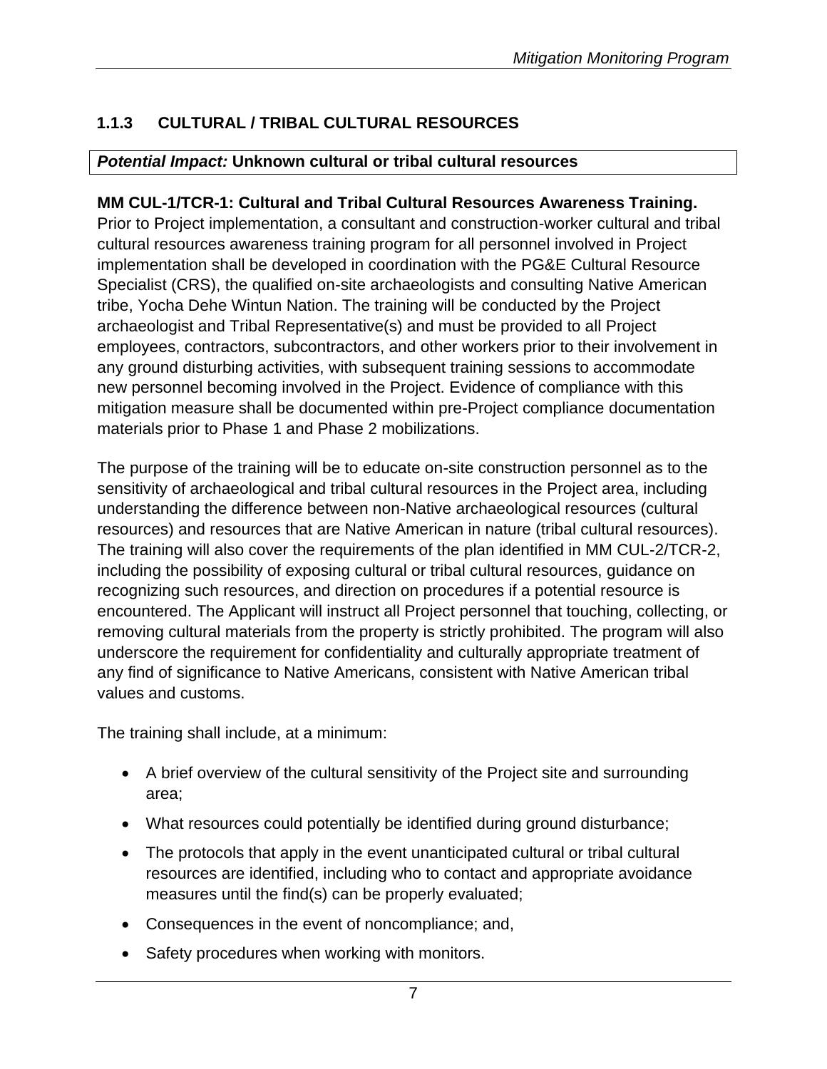### 1.1.3 CULTURAL / TRIBAL CULTURAL RESOURCES

***Potential Impact:*** **Unknown cultural or tribal cultural resources**

**MM CUL-1/TCR-1: Cultural and Tribal Cultural Resources Awareness Training.** Prior to Project implementation, a consultant and construction-worker cultural and tribal cultural resources awareness training program for all personnel involved in Project implementation shall be developed in coordination with the PG&E Cultural Resource Specialist (CRS), the qualified on-site archaeologists and consulting Native American tribe, Yocha Dehe Wintun Nation. The training will be conducted by the Project archaeologist and Tribal Representative(s) and must be provided to all Project employees, contractors, subcontractors, and other workers prior to their involvement in any ground disturbing activities, with subsequent training sessions to accommodate new personnel becoming involved in the Project. Evidence of compliance with this mitigation measure shall be documented within pre-Project compliance documentation materials prior to Phase 1 and Phase 2 mobilizations.

The purpose of the training will be to educate on-site construction personnel as to the sensitivity of archaeological and tribal cultural resources in the Project area, including understanding the difference between non-Native archaeological resources (cultural resources) and resources that are Native American in nature (tribal cultural resources). The training will also cover the requirements of the plan identified in MM CUL-2/TCR-2, including the possibility of exposing cultural or tribal cultural resources, guidance on recognizing such resources, and direction on procedures if a potential resource is encountered. The Applicant will instruct all Project personnel that touching, collecting, or removing cultural materials from the property is strictly prohibited. The program will also underscore the requirement for confidentiality and culturally appropriate treatment of any find of significance to Native Americans, consistent with Native American tribal values and customs.

The training shall include, at a minimum:

- A brief overview of the cultural sensitivity of the Project site and surrounding area;
- What resources could potentially be identified during ground disturbance;
- The protocols that apply in the event unanticipated cultural or tribal cultural resources are identified, including who to contact and appropriate avoidance measures until the find(s) can be properly evaluated;
- Consequences in the event of noncompliance; and,
- Safety procedures when working with monitors.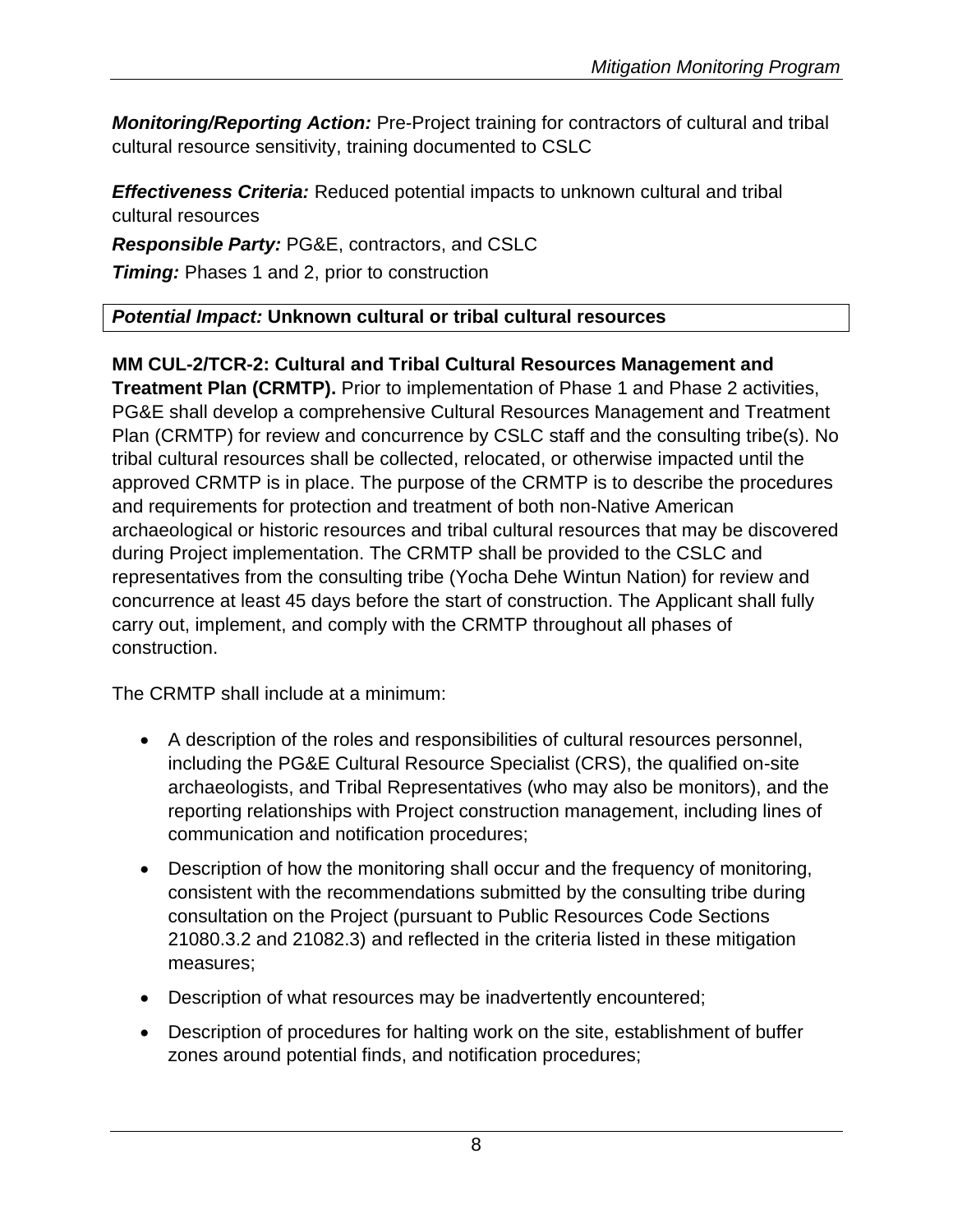***Monitoring/Reporting Action:*** Pre-Project training for contractors of cultural and tribal cultural resource sensitivity, training documented to CSLC

***Effectiveness Criteria:*** Reduced potential impacts to unknown cultural and tribal cultural resources

***Responsible Party:*** PG&E, contractors, and CSLC

***Timing:*** Phases 1 and 2, prior to construction

***Potential Impact:*** **Unknown cultural or tribal cultural resources**

**MM CUL-2/TCR-2: Cultural and Tribal Cultural Resources Management and Treatment Plan (CRMTP).** Prior to implementation of Phase 1 and Phase 2 activities, PG&E shall develop a comprehensive Cultural Resources Management and Treatment Plan (CRMTP) for review and concurrence by CSLC staff and the consulting tribe(s). No tribal cultural resources shall be collected, relocated, or otherwise impacted until the approved CRMTP is in place. The purpose of the CRMTP is to describe the procedures and requirements for protection and treatment of both non-Native American archaeological or historic resources and tribal cultural resources that may be discovered during Project implementation. The CRMTP shall be provided to the CSLC and representatives from the consulting tribe (Yocha Dehe Wintun Nation) for review and concurrence at least 45 days before the start of construction. The Applicant shall fully carry out, implement, and comply with the CRMTP throughout all phases of construction.

The CRMTP shall include at a minimum:

- A description of the roles and responsibilities of cultural resources personnel, including the PG&E Cultural Resource Specialist (CRS), the qualified on-site archaeologists, and Tribal Representatives (who may also be monitors), and the reporting relationships with Project construction management, including lines of communication and notification procedures;
- Description of how the monitoring shall occur and the frequency of monitoring, consistent with the recommendations submitted by the consulting tribe during consultation on the Project (pursuant to Public Resources Code Sections 21080.3.2 and 21082.3) and reflected in the criteria listed in these mitigation measures;
- Description of what resources may be inadvertently encountered;
- Description of procedures for halting work on the site, establishment of buffer zones around potential finds, and notification procedures;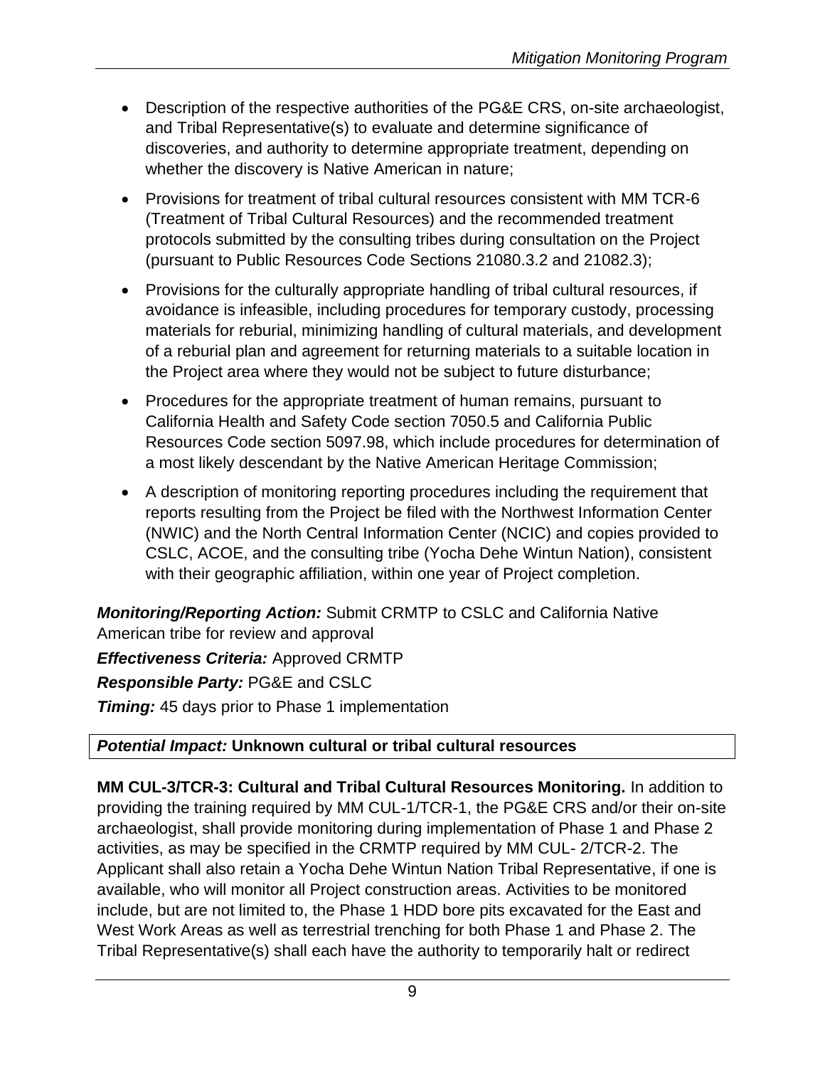- Description of the respective authorities of the PG&E CRS, on-site archaeologist, and Tribal Representative(s) to evaluate and determine significance of discoveries, and authority to determine appropriate treatment, depending on whether the discovery is Native American in nature;
- Provisions for treatment of tribal cultural resources consistent with MM TCR-6 (Treatment of Tribal Cultural Resources) and the recommended treatment protocols submitted by the consulting tribes during consultation on the Project (pursuant to Public Resources Code Sections 21080.3.2 and 21082.3);
- Provisions for the culturally appropriate handling of tribal cultural resources, if avoidance is infeasible, including procedures for temporary custody, processing materials for reburial, minimizing handling of cultural materials, and development of a reburial plan and agreement for returning materials to a suitable location in the Project area where they would not be subject to future disturbance;
- Procedures for the appropriate treatment of human remains, pursuant to California Health and Safety Code section 7050.5 and California Public Resources Code section 5097.98, which include procedures for determination of a most likely descendant by the Native American Heritage Commission;
- A description of monitoring reporting procedures including the requirement that reports resulting from the Project be filed with the Northwest Information Center (NWIC) and the North Central Information Center (NCIC) and copies provided to CSLC, ACOE, and the consulting tribe (Yocha Dehe Wintun Nation), consistent with their geographic affiliation, within one year of Project completion.

***Monitoring/Reporting Action:*** Submit CRMTP to CSLC and California Native American tribe for review and approval

***Effectiveness Criteria:*** Approved CRMTP

***Responsible Party:*** PG&E and CSLC

***Timing:*** 45 days prior to Phase 1 implementation

***Potential Impact:*** **Unknown cultural or tribal cultural resources**

**MM CUL-3/TCR-3: Cultural and Tribal Cultural Resources Monitoring.** In addition to providing the training required by MM CUL-1/TCR-1, the PG&E CRS and/or their on-site archaeologist, shall provide monitoring during implementation of Phase 1 and Phase 2 activities, as may be specified in the CRMTP required by MM CUL- 2/TCR-2. The Applicant shall also retain a Yocha Dehe Wintun Nation Tribal Representative, if one is available, who will monitor all Project construction areas. Activities to be monitored include, but are not limited to, the Phase 1 HDD bore pits excavated for the East and West Work Areas as well as terrestrial trenching for both Phase 1 and Phase 2. The Tribal Representative(s) shall each have the authority to temporarily halt or redirect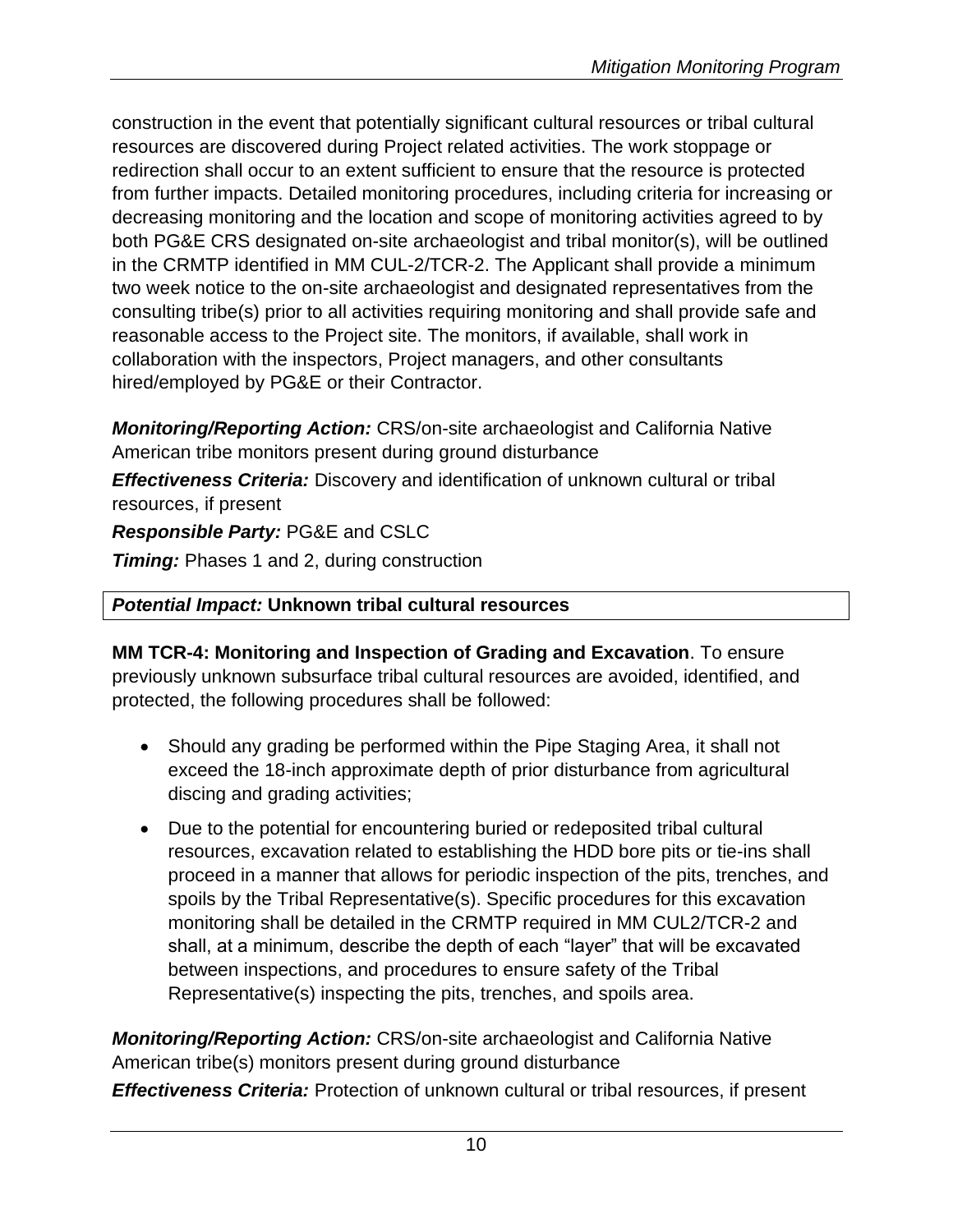construction in the event that potentially significant cultural resources or tribal cultural resources are discovered during Project related activities. The work stoppage or redirection shall occur to an extent sufficient to ensure that the resource is protected from further impacts. Detailed monitoring procedures, including criteria for increasing or decreasing monitoring and the location and scope of monitoring activities agreed to by both PG&E CRS designated on-site archaeologist and tribal monitor(s), will be outlined in the CRMTP identified in MM CUL-2/TCR-2. The Applicant shall provide a minimum two week notice to the on-site archaeologist and designated representatives from the consulting tribe(s) prior to all activities requiring monitoring and shall provide safe and reasonable access to the Project site. The monitors, if available, shall work in collaboration with the inspectors, Project managers, and other consultants hired/employed by PG&E or their Contractor.

***Monitoring/Reporting Action:*** CRS/on-site archaeologist and California Native American tribe monitors present during ground disturbance

***Effectiveness Criteria:*** Discovery and identification of unknown cultural or tribal resources, if present

***Responsible Party:*** PG&E and CSLC

***Timing:*** Phases 1 and 2, during construction

***Potential Impact:*** **Unknown tribal cultural resources**

**MM TCR-4: Monitoring and Inspection of Grading and Excavation**. To ensure previously unknown subsurface tribal cultural resources are avoided, identified, and protected, the following procedures shall be followed:

- Should any grading be performed within the Pipe Staging Area, it shall not exceed the 18-inch approximate depth of prior disturbance from agricultural discing and grading activities;
- Due to the potential for encountering buried or redeposited tribal cultural resources, excavation related to establishing the HDD bore pits or tie-ins shall proceed in a manner that allows for periodic inspection of the pits, trenches, and spoils by the Tribal Representative(s). Specific procedures for this excavation monitoring shall be detailed in the CRMTP required in MM CUL2/TCR-2 and shall, at a minimum, describe the depth of each "layer" that will be excavated between inspections, and procedures to ensure safety of the Tribal Representative(s) inspecting the pits, trenches, and spoils area.

***Monitoring/Reporting Action:*** CRS/on-site archaeologist and California Native American tribe(s) monitors present during ground disturbance

***Effectiveness Criteria:*** Protection of unknown cultural or tribal resources, if present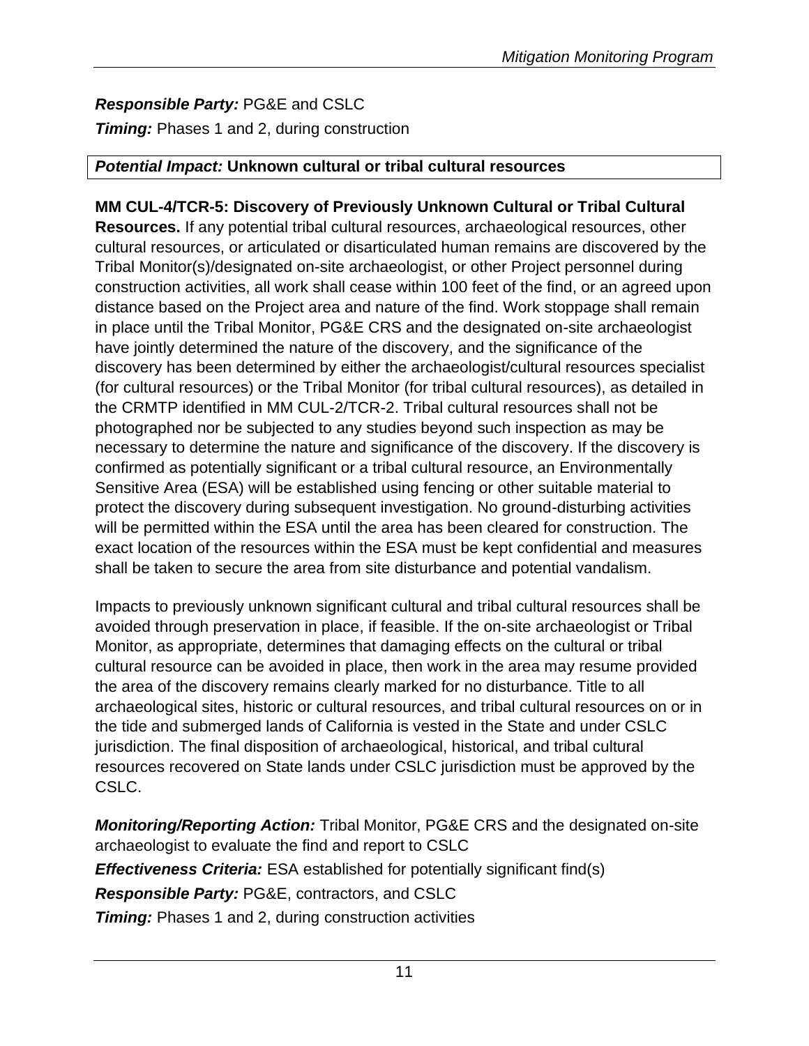***Responsible Party:*** PG&E and CSLC

***Timing:*** Phases 1 and 2, during construction

| ***Potential Impact:*** **Unknown cultural or tribal cultural resources** |
|---|

**MM CUL-4/TCR-5: Discovery of Previously Unknown Cultural or Tribal Cultural Resources.** If any potential tribal cultural resources, archaeological resources, other cultural resources, or articulated or disarticulated human remains are discovered by the Tribal Monitor(s)/designated on-site archaeologist, or other Project personnel during construction activities, all work shall cease within 100 feet of the find, or an agreed upon distance based on the Project area and nature of the find. Work stoppage shall remain in place until the Tribal Monitor, PG&E CRS and the designated on-site archaeologist have jointly determined the nature of the discovery, and the significance of the discovery has been determined by either the archaeologist/cultural resources specialist (for cultural resources) or the Tribal Monitor (for tribal cultural resources), as detailed in the CRMTP identified in MM CUL-2/TCR-2. Tribal cultural resources shall not be photographed nor be subjected to any studies beyond such inspection as may be necessary to determine the nature and significance of the discovery. If the discovery is confirmed as potentially significant or a tribal cultural resource, an Environmentally Sensitive Area (ESA) will be established using fencing or other suitable material to protect the discovery during subsequent investigation. No ground-disturbing activities will be permitted within the ESA until the area has been cleared for construction. The exact location of the resources within the ESA must be kept confidential and measures shall be taken to secure the area from site disturbance and potential vandalism.

Impacts to previously unknown significant cultural and tribal cultural resources shall be avoided through preservation in place, if feasible. If the on-site archaeologist or Tribal Monitor, as appropriate, determines that damaging effects on the cultural or tribal cultural resource can be avoided in place, then work in the area may resume provided the area of the discovery remains clearly marked for no disturbance. Title to all archaeological sites, historic or cultural resources, and tribal cultural resources on or in the tide and submerged lands of California is vested in the State and under CSLC jurisdiction. The final disposition of archaeological, historical, and tribal cultural resources recovered on State lands under CSLC jurisdiction must be approved by the CSLC.

***Monitoring/Reporting Action:*** Tribal Monitor, PG&E CRS and the designated on-site archaeologist to evaluate the find and report to CSLC

***Effectiveness Criteria:*** ESA established for potentially significant find(s)

***Responsible Party:*** PG&E, contractors, and CSLC

***Timing:*** Phases 1 and 2, during construction activities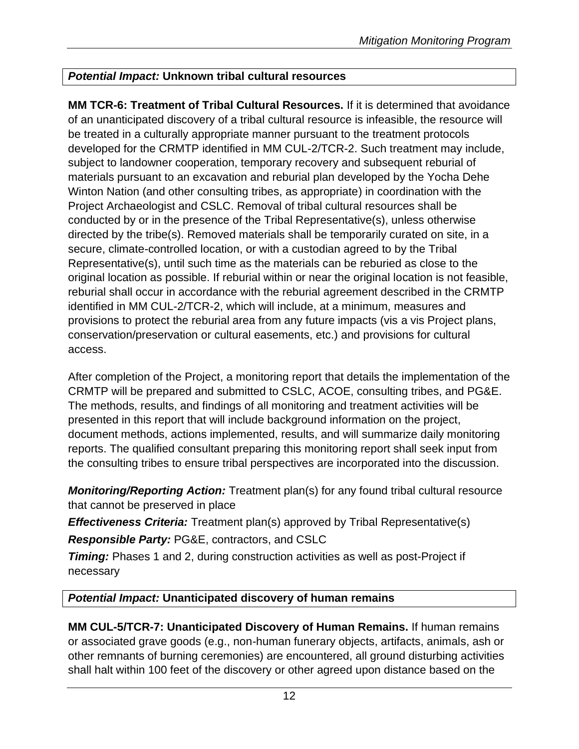***Potential Impact:* Unknown tribal cultural resources**

**MM TCR-6: Treatment of Tribal Cultural Resources.** If it is determined that avoidance of an unanticipated discovery of a tribal cultural resource is infeasible, the resource will be treated in a culturally appropriate manner pursuant to the treatment protocols developed for the CRMTP identified in MM CUL-2/TCR-2. Such treatment may include, subject to landowner cooperation, temporary recovery and subsequent reburial of materials pursuant to an excavation and reburial plan developed by the Yocha Dehe Winton Nation (and other consulting tribes, as appropriate) in coordination with the Project Archaeologist and CSLC. Removal of tribal cultural resources shall be conducted by or in the presence of the Tribal Representative(s), unless otherwise directed by the tribe(s). Removed materials shall be temporarily curated on site, in a secure, climate-controlled location, or with a custodian agreed to by the Tribal Representative(s), until such time as the materials can be reburied as close to the original location as possible. If reburial within or near the original location is not feasible, reburial shall occur in accordance with the reburial agreement described in the CRMTP identified in MM CUL-2/TCR-2, which will include, at a minimum, measures and provisions to protect the reburial area from any future impacts (vis a vis Project plans, conservation/preservation or cultural easements, etc.) and provisions for cultural access.

After completion of the Project, a monitoring report that details the implementation of the CRMTP will be prepared and submitted to CSLC, ACOE, consulting tribes, and PG&E. The methods, results, and findings of all monitoring and treatment activities will be presented in this report that will include background information on the project, document methods, actions implemented, results, and will summarize daily monitoring reports. The qualified consultant preparing this monitoring report shall seek input from the consulting tribes to ensure tribal perspectives are incorporated into the discussion.

***Monitoring/Reporting Action:*** Treatment plan(s) for any found tribal cultural resource that cannot be preserved in place

***Effectiveness Criteria:*** Treatment plan(s) approved by Tribal Representative(s)

***Responsible Party:*** PG&E, contractors, and CSLC

***Timing:*** Phases 1 and 2, during construction activities as well as post-Project if necessary

***Potential Impact:* Unanticipated discovery of human remains**

**MM CUL-5/TCR-7: Unanticipated Discovery of Human Remains.** If human remains or associated grave goods (e.g., non-human funerary objects, artifacts, animals, ash or other remnants of burning ceremonies) are encountered, all ground disturbing activities shall halt within 100 feet of the discovery or other agreed upon distance based on the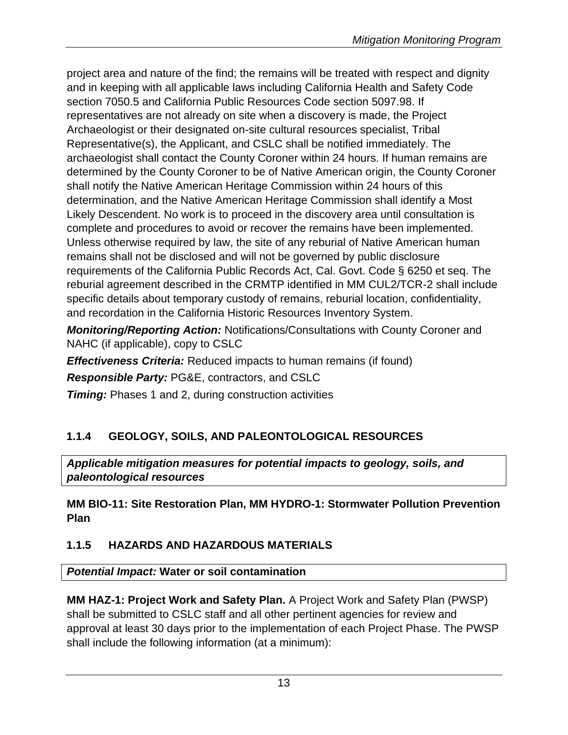project area and nature of the find; the remains will be treated with respect and dignity and in keeping with all applicable laws including California Health and Safety Code section 7050.5 and California Public Resources Code section 5097.98. If representatives are not already on site when a discovery is made, the Project Archaeologist or their designated on-site cultural resources specialist, Tribal Representative(s), the Applicant, and CSLC shall be notified immediately. The archaeologist shall contact the County Coroner within 24 hours. If human remains are determined by the County Coroner to be of Native American origin, the County Coroner shall notify the Native American Heritage Commission within 24 hours of this determination, and the Native American Heritage Commission shall identify a Most Likely Descendent. No work is to proceed in the discovery area until consultation is complete and procedures to avoid or recover the remains have been implemented. Unless otherwise required by law, the site of any reburial of Native American human remains shall not be disclosed and will not be governed by public disclosure requirements of the California Public Records Act, Cal. Govt. Code § 6250 et seq. The reburial agreement described in the CRMTP identified in MM CUL2/TCR-2 shall include specific details about temporary custody of remains, reburial location, confidentiality, and recordation in the California Historic Resources Inventory System.

***Monitoring/Reporting Action:*** Notifications/Consultations with County Coroner and NAHC (if applicable), copy to CSLC

***Effectiveness Criteria:*** Reduced impacts to human remains (if found)

***Responsible Party:*** PG&E, contractors, and CSLC

***Timing:*** Phases 1 and 2, during construction activities

### 1.1.4 GEOLOGY, SOILS, AND PALEONTOLOGICAL RESOURCES

***Applicable mitigation measures for potential impacts to geology, soils, and paleontological resources***

**MM BIO-11: Site Restoration Plan, MM HYDRO-1: Stormwater Pollution Prevention Plan**

### 1.1.5 HAZARDS AND HAZARDOUS MATERIALS

***Potential Impact:*** **Water or soil contamination**

**MM HAZ-1: Project Work and Safety Plan.** A Project Work and Safety Plan (PWSP) shall be submitted to CSLC staff and all other pertinent agencies for review and approval at least 30 days prior to the implementation of each Project Phase. The PWSP shall include the following information (at a minimum):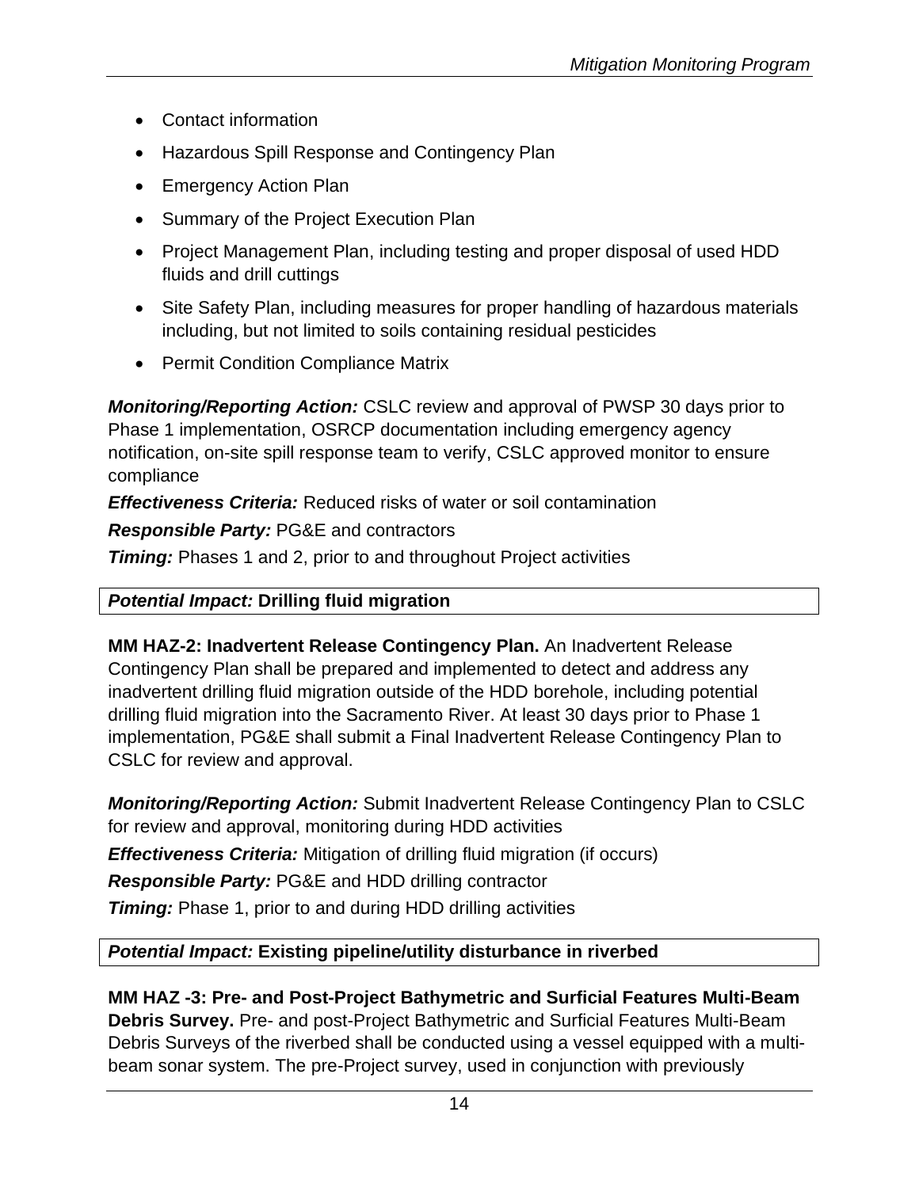- Contact information
- Hazardous Spill Response and Contingency Plan
- Emergency Action Plan
- Summary of the Project Execution Plan
- Project Management Plan, including testing and proper disposal of used HDD fluids and drill cuttings
- Site Safety Plan, including measures for proper handling of hazardous materials including, but not limited to soils containing residual pesticides
- Permit Condition Compliance Matrix

***Monitoring/Reporting Action:*** CSLC review and approval of PWSP 30 days prior to Phase 1 implementation, OSRCP documentation including emergency agency notification, on-site spill response team to verify, CSLC approved monitor to ensure compliance

***Effectiveness Criteria:*** Reduced risks of water or soil contamination

***Responsible Party:*** PG&E and contractors

***Timing:*** Phases 1 and 2, prior to and throughout Project activities

***Potential Impact:*** **Drilling fluid migration**

**MM HAZ-2: Inadvertent Release Contingency Plan.** An Inadvertent Release Contingency Plan shall be prepared and implemented to detect and address any inadvertent drilling fluid migration outside of the HDD borehole, including potential drilling fluid migration into the Sacramento River. At least 30 days prior to Phase 1 implementation, PG&E shall submit a Final Inadvertent Release Contingency Plan to CSLC for review and approval.

***Monitoring/Reporting Action:*** Submit Inadvertent Release Contingency Plan to CSLC for review and approval, monitoring during HDD activities

***Effectiveness Criteria:*** Mitigation of drilling fluid migration (if occurs)

***Responsible Party:*** PG&E and HDD drilling contractor

***Timing:*** Phase 1, prior to and during HDD drilling activities

***Potential Impact:*** **Existing pipeline/utility disturbance in riverbed**

**MM HAZ -3: Pre- and Post-Project Bathymetric and Surficial Features Multi-Beam Debris Survey.** Pre- and post-Project Bathymetric and Surficial Features Multi-Beam Debris Surveys of the riverbed shall be conducted using a vessel equipped with a multi-beam sonar system. The pre-Project survey, used in conjunction with previously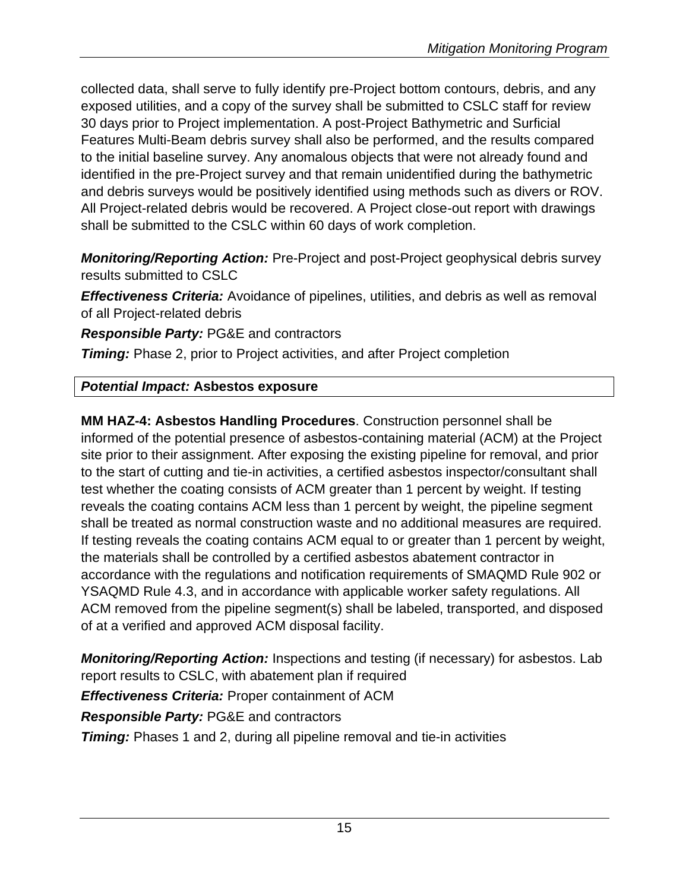collected data, shall serve to fully identify pre-Project bottom contours, debris, and any exposed utilities, and a copy of the survey shall be submitted to CSLC staff for review 30 days prior to Project implementation. A post-Project Bathymetric and Surficial Features Multi-Beam debris survey shall also be performed, and the results compared to the initial baseline survey. Any anomalous objects that were not already found and identified in the pre-Project survey and that remain unidentified during the bathymetric and debris surveys would be positively identified using methods such as divers or ROV. All Project-related debris would be recovered. A Project close-out report with drawings shall be submitted to the CSLC within 60 days of work completion.

***Monitoring/Reporting Action:*** Pre-Project and post-Project geophysical debris survey results submitted to CSLC

***Effectiveness Criteria:*** Avoidance of pipelines, utilities, and debris as well as removal of all Project-related debris

***Responsible Party:*** PG&E and contractors

***Timing:*** Phase 2, prior to Project activities, and after Project completion

| ***Potential Impact:*** **Asbestos exposure** |
|---|

**MM HAZ-4: Asbestos Handling Procedures**. Construction personnel shall be informed of the potential presence of asbestos-containing material (ACM) at the Project site prior to their assignment. After exposing the existing pipeline for removal, and prior to the start of cutting and tie-in activities, a certified asbestos inspector/consultant shall test whether the coating consists of ACM greater than 1 percent by weight. If testing reveals the coating contains ACM less than 1 percent by weight, the pipeline segment shall be treated as normal construction waste and no additional measures are required. If testing reveals the coating contains ACM equal to or greater than 1 percent by weight, the materials shall be controlled by a certified asbestos abatement contractor in accordance with the regulations and notification requirements of SMAQMD Rule 902 or YSAQMD Rule 4.3, and in accordance with applicable worker safety regulations. All ACM removed from the pipeline segment(s) shall be labeled, transported, and disposed of at a verified and approved ACM disposal facility.

***Monitoring/Reporting Action:*** Inspections and testing (if necessary) for asbestos. Lab report results to CSLC, with abatement plan if required

***Effectiveness Criteria:*** Proper containment of ACM

***Responsible Party:*** PG&E and contractors

***Timing:*** Phases 1 and 2, during all pipeline removal and tie-in activities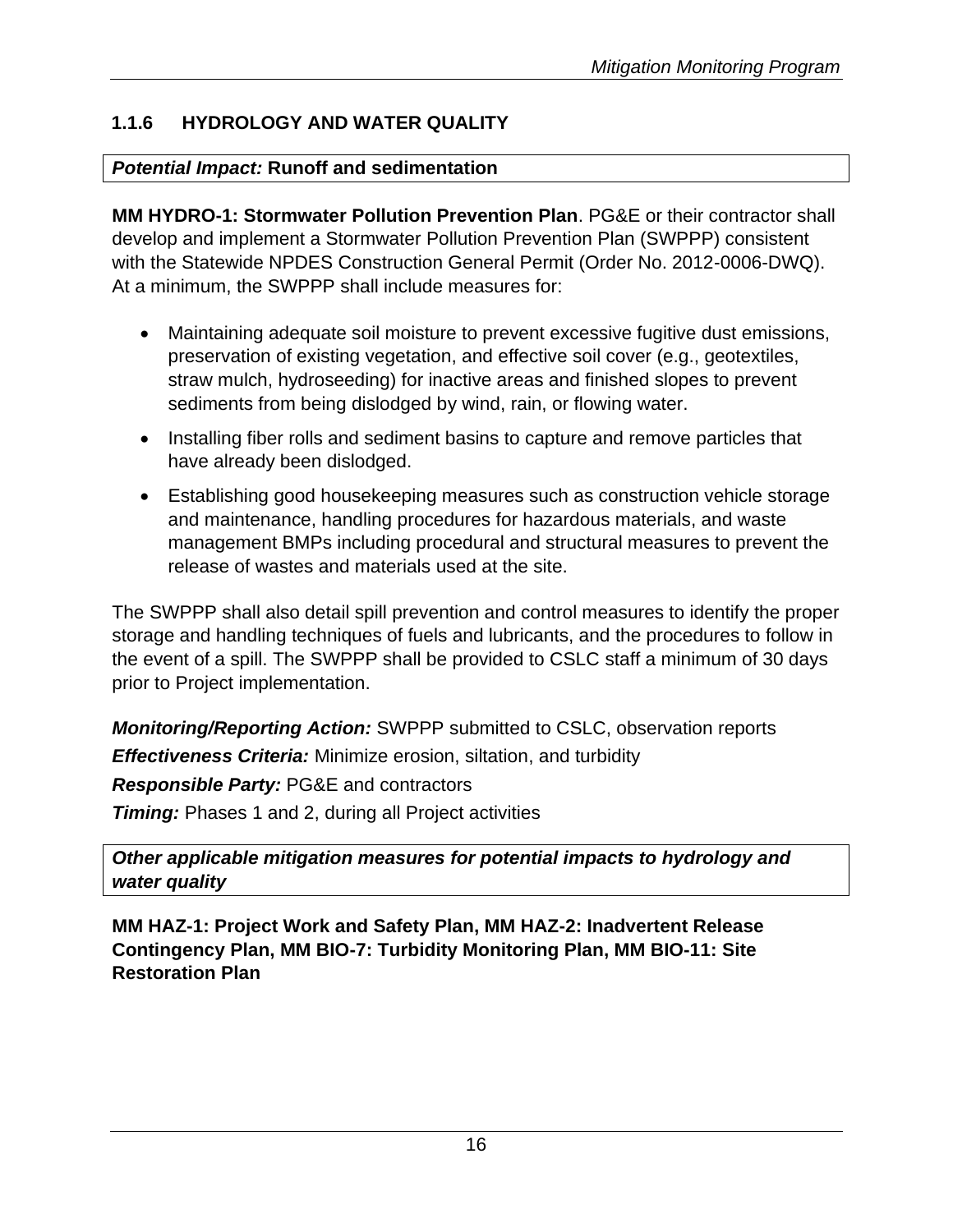### 1.1.6 HYDROLOGY AND WATER QUALITY

***Potential Impact:*** **Runoff and sedimentation**

**MM HYDRO-1: Stormwater Pollution Prevention Plan**. PG&E or their contractor shall develop and implement a Stormwater Pollution Prevention Plan (SWPPP) consistent with the Statewide NPDES Construction General Permit (Order No. 2012-0006-DWQ). At a minimum, the SWPPP shall include measures for:

- Maintaining adequate soil moisture to prevent excessive fugitive dust emissions, preservation of existing vegetation, and effective soil cover (e.g., geotextiles, straw mulch, hydroseeding) for inactive areas and finished slopes to prevent sediments from being dislodged by wind, rain, or flowing water.
- Installing fiber rolls and sediment basins to capture and remove particles that have already been dislodged.
- Establishing good housekeeping measures such as construction vehicle storage and maintenance, handling procedures for hazardous materials, and waste management BMPs including procedural and structural measures to prevent the release of wastes and materials used at the site.

The SWPPP shall also detail spill prevention and control measures to identify the proper storage and handling techniques of fuels and lubricants, and the procedures to follow in the event of a spill. The SWPPP shall be provided to CSLC staff a minimum of 30 days prior to Project implementation.

***Monitoring/Reporting Action:*** SWPPP submitted to CSLC, observation reports

***Effectiveness Criteria:*** Minimize erosion, siltation, and turbidity

***Responsible Party:*** PG&E and contractors

***Timing:*** Phases 1 and 2, during all Project activities

***Other applicable mitigation measures for potential impacts to hydrology and water quality***

**MM HAZ-1: Project Work and Safety Plan, MM HAZ-2: Inadvertent Release Contingency Plan, MM BIO-7: Turbidity Monitoring Plan, MM BIO-11: Site Restoration Plan**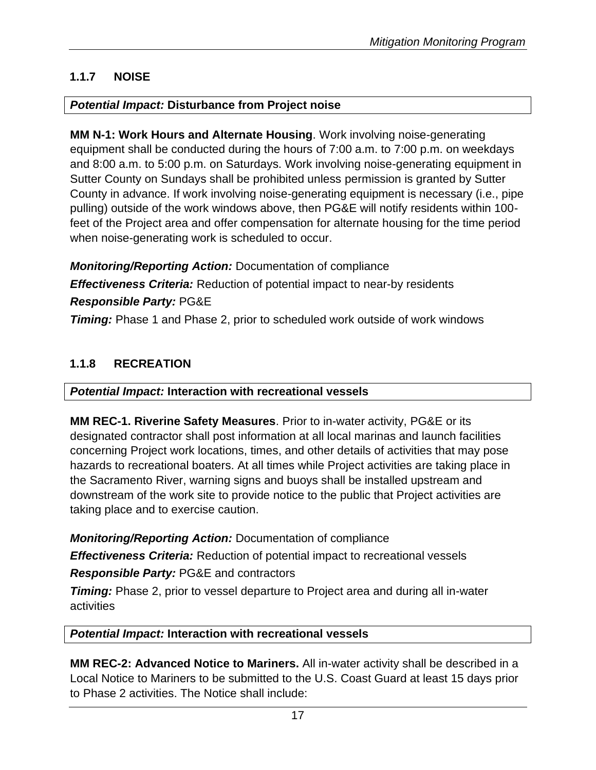### 1.1.7 NOISE

***Potential Impact:*** **Disturbance from Project noise**

**MM N-1: Work Hours and Alternate Housing**. Work involving noise-generating equipment shall be conducted during the hours of 7:00 a.m. to 7:00 p.m. on weekdays and 8:00 a.m. to 5:00 p.m. on Saturdays. Work involving noise-generating equipment in Sutter County on Sundays shall be prohibited unless permission is granted by Sutter County in advance. If work involving noise-generating equipment is necessary (i.e., pipe pulling) outside of the work windows above, then PG&E will notify residents within 100-feet of the Project area and offer compensation for alternate housing for the time period when noise-generating work is scheduled to occur.

***Monitoring/Reporting Action:*** Documentation of compliance

***Effectiveness Criteria:*** Reduction of potential impact to near-by residents

***Responsible Party:*** PG&E

***Timing:*** Phase 1 and Phase 2, prior to scheduled work outside of work windows

### 1.1.8 RECREATION

***Potential Impact:*** **Interaction with recreational vessels**

**MM REC-1. Riverine Safety Measures**. Prior to in-water activity, PG&E or its designated contractor shall post information at all local marinas and launch facilities concerning Project work locations, times, and other details of activities that may pose hazards to recreational boaters. At all times while Project activities are taking place in the Sacramento River, warning signs and buoys shall be installed upstream and downstream of the work site to provide notice to the public that Project activities are taking place and to exercise caution.

***Monitoring/Reporting Action:*** Documentation of compliance

***Effectiveness Criteria:*** Reduction of potential impact to recreational vessels

***Responsible Party:*** PG&E and contractors

***Timing:*** Phase 2, prior to vessel departure to Project area and during all in-water activities

***Potential Impact:*** **Interaction with recreational vessels**

**MM REC-2: Advanced Notice to Mariners.** All in-water activity shall be described in a Local Notice to Mariners to be submitted to the U.S. Coast Guard at least 15 days prior to Phase 2 activities. The Notice shall include: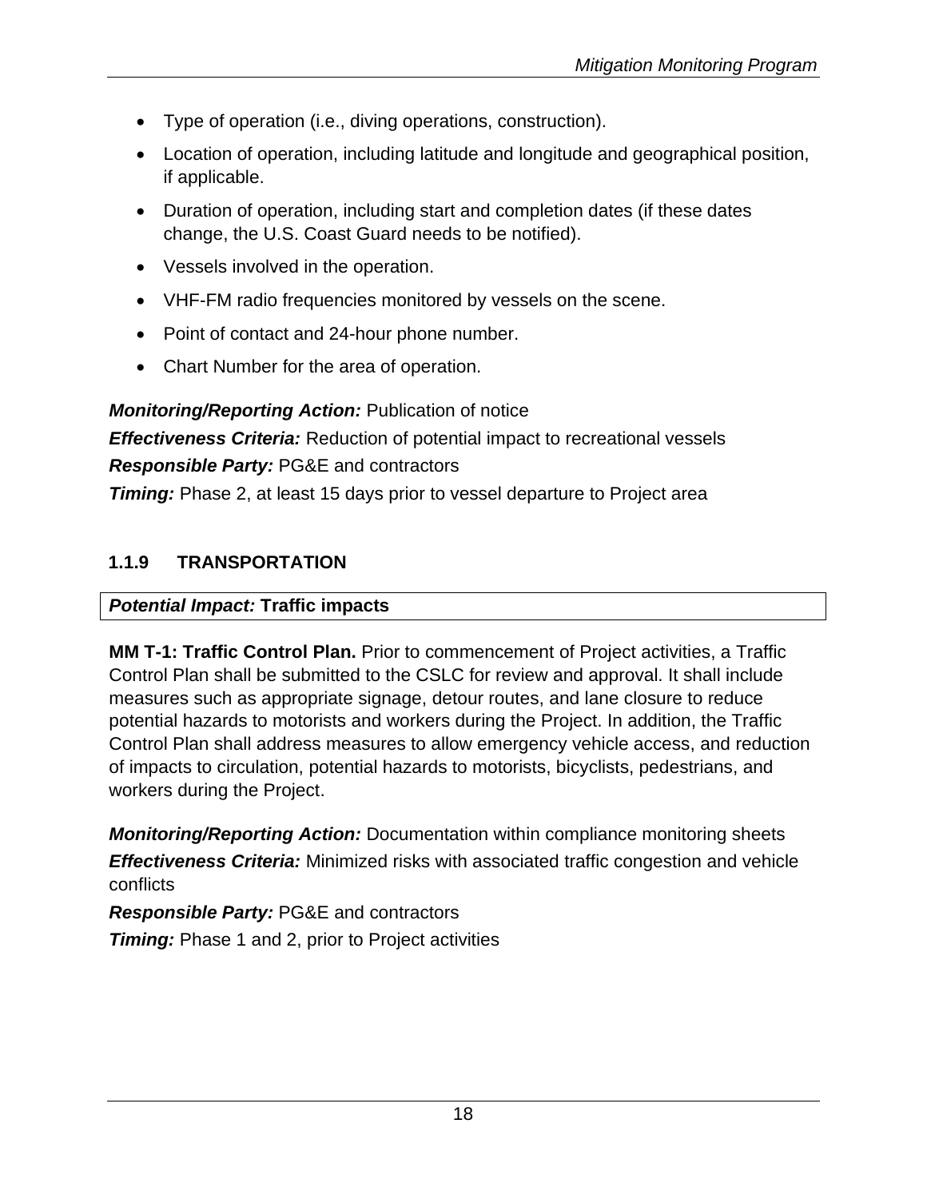- Type of operation (i.e., diving operations, construction).
- Location of operation, including latitude and longitude and geographical position, if applicable.
- Duration of operation, including start and completion dates (if these dates change, the U.S. Coast Guard needs to be notified).
- Vessels involved in the operation.
- VHF-FM radio frequencies monitored by vessels on the scene.
- Point of contact and 24-hour phone number.
- Chart Number for the area of operation.

***Monitoring/Reporting Action:*** Publication of notice

***Effectiveness Criteria:*** Reduction of potential impact to recreational vessels

***Responsible Party:*** PG&E and contractors

***Timing:*** Phase 2, at least 15 days prior to vessel departure to Project area

### 1.1.9 TRANSPORTATION

| ***Potential Impact:*** **Traffic impacts** |
|---|

**MM T-1: Traffic Control Plan.** Prior to commencement of Project activities, a Traffic Control Plan shall be submitted to the CSLC for review and approval. It shall include measures such as appropriate signage, detour routes, and lane closure to reduce potential hazards to motorists and workers during the Project. In addition, the Traffic Control Plan shall address measures to allow emergency vehicle access, and reduction of impacts to circulation, potential hazards to motorists, bicyclists, pedestrians, and workers during the Project.

***Monitoring/Reporting Action:*** Documentation within compliance monitoring sheets

***Effectiveness Criteria:*** Minimized risks with associated traffic congestion and vehicle conflicts

***Responsible Party:*** PG&E and contractors

***Timing:*** Phase 1 and 2, prior to Project activities